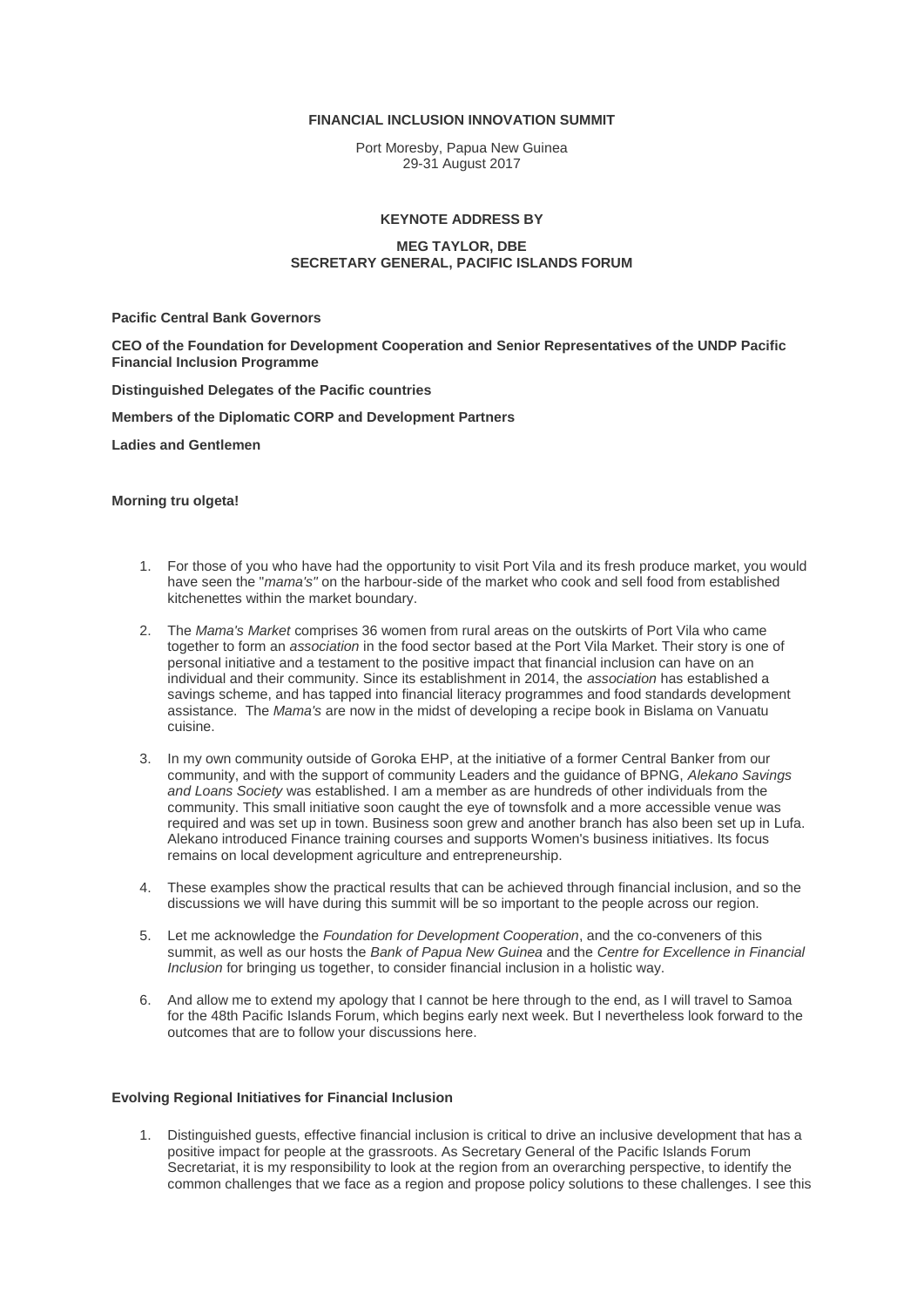**FINANCIAL INCLUSION INNOVATION SUMMIT**

Port Moresby, Papua New Guinea
29-31 August 2017

**KEYNOTE ADDRESS BY**

**MEG TAYLOR, DBE**
**SECRETARY GENERAL, PACIFIC ISLANDS FORUM**

**Pacific Central Bank Governors**

**CEO of the Foundation for Development Cooperation and Senior Representatives of the UNDP Pacific Financial Inclusion Programme**

**Distinguished Delegates of the Pacific countries**

**Members of the Diplomatic CORP and Development Partners**

**Ladies and Gentlemen**

**Morning tru olgeta!**

1. For those of you who have had the opportunity to visit Port Vila and its fresh produce market, you would have seen the "*mama's"* on the harbour-side of the market who cook and sell food from established kitchenettes within the market boundary.
2. The *Mama's Market* comprises 36 women from rural areas on the outskirts of Port Vila who came together to form an *association* in the food sector based at the Port Vila Market. Their story is one of personal initiative and a testament to the positive impact that financial inclusion can have on an individual and their community. Since its establishment in 2014, the *association* has established a savings scheme, and has tapped into financial literacy programmes and food standards development assistance. The *Mama's* are now in the midst of developing a recipe book in Bislama on Vanuatu cuisine.
3. In my own community outside of Goroka EHP, at the initiative of a former Central Banker from our community, and with the support of community Leaders and the guidance of BPNG, *Alekano Savings and Loans Society* was established. I am a member as are hundreds of other individuals from the community. This small initiative soon caught the eye of townsfolk and a more accessible venue was required and was set up in town. Business soon grew and another branch has also been set up in Lufa. Alekano introduced Finance training courses and supports Women's business initiatives. Its focus remains on local development agriculture and entrepreneurship.
4. These examples show the practical results that can be achieved through financial inclusion, and so the discussions we will have during this summit will be so important to the people across our region.
5. Let me acknowledge the *Foundation for Development Cooperation*, and the co-conveners of this summit, as well as our hosts the *Bank of Papua New Guinea* and the *Centre for Excellence in Financial Inclusion* for bringing us together, to consider financial inclusion in a holistic way.
6. And allow me to extend my apology that I cannot be here through to the end, as I will travel to Samoa for the 48th Pacific Islands Forum, which begins early next week. But I nevertheless look forward to the outcomes that are to follow your discussions here.

**Evolving Regional Initiatives for Financial Inclusion**

1. Distinguished guests, effective financial inclusion is critical to drive an inclusive development that has a positive impact for people at the grassroots. As Secretary General of the Pacific Islands Forum Secretariat, it is my responsibility to look at the region from an overarching perspective, to identify the common challenges that we face as a region and propose policy solutions to these challenges. I see this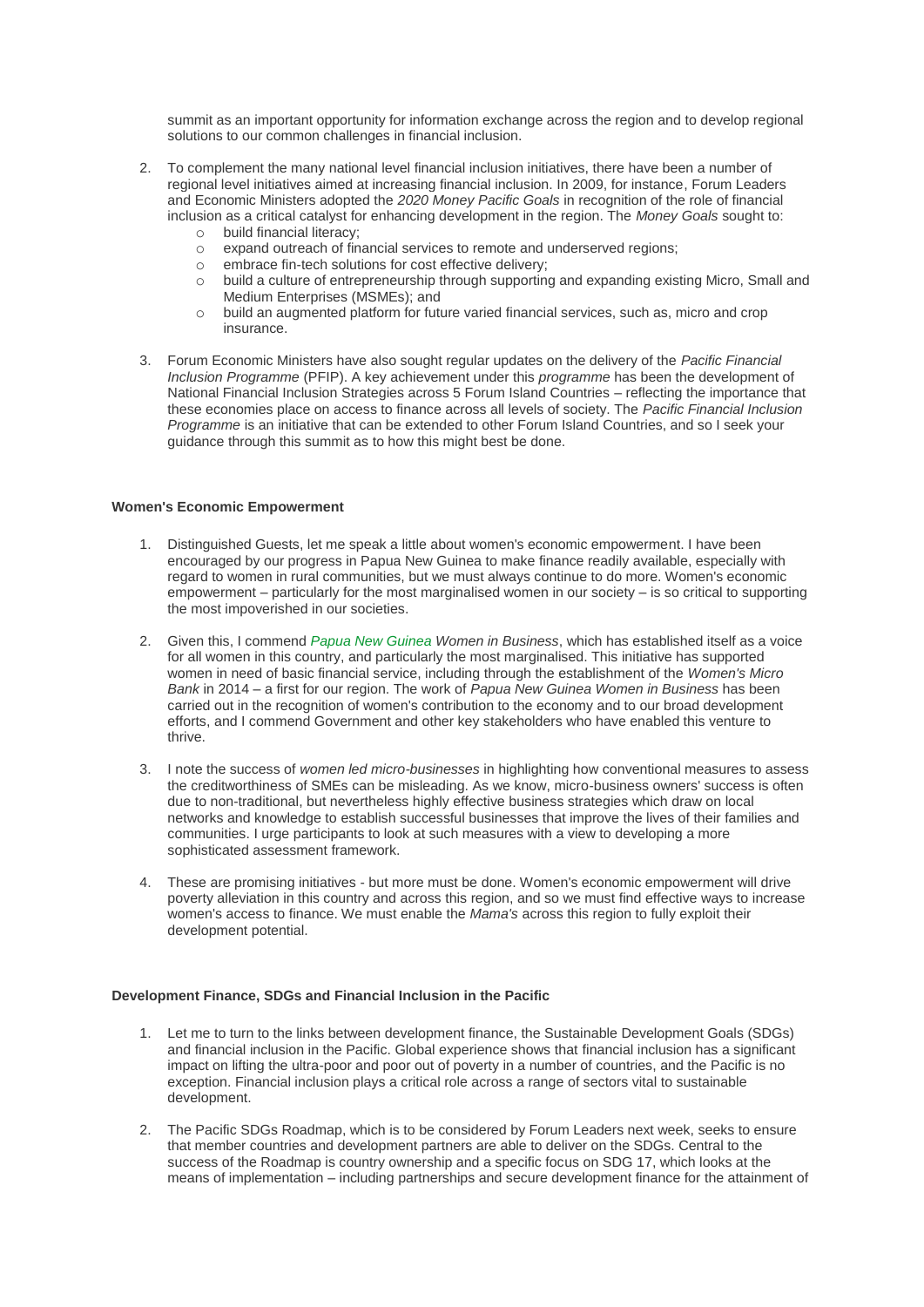summit as an important opportunity for information exchange across the region and to develop regional solutions to our common challenges in financial inclusion.

2. To complement the many national level financial inclusion initiatives, there have been a number of regional level initiatives aimed at increasing financial inclusion. In 2009, for instance, Forum Leaders and Economic Ministers adopted the *2020 Money Pacific Goals* in recognition of the role of financial inclusion as a critical catalyst for enhancing development in the region. The *Money Goals* sought to:
   - build financial literacy;
   - expand outreach of financial services to remote and underserved regions;
   - embrace fin-tech solutions for cost effective delivery;
   - build a culture of entrepreneurship through supporting and expanding existing Micro, Small and Medium Enterprises (MSMEs); and
   - build an augmented platform for future varied financial services, such as, micro and crop insurance.

3. Forum Economic Ministers have also sought regular updates on the delivery of the *Pacific Financial Inclusion Programme* (PFIP). A key achievement under this *programme* has been the development of National Financial Inclusion Strategies across 5 Forum Island Countries – reflecting the importance that these economies place on access to finance across all levels of society. The *Pacific Financial Inclusion Programme* is an initiative that can be extended to other Forum Island Countries, and so I seek your guidance through this summit as to how this might best be done.

**Women's Economic Empowerment**

1. Distinguished Guests, let me speak a little about women's economic empowerment. I have been encouraged by our progress in Papua New Guinea to make finance readily available, especially with regard to women in rural communities, but we must always continue to do more. Women's economic empowerment – particularly for the most marginalised women in our society – is so critical to supporting the most impoverished in our societies.

2. Given this, I commend *Papua New Guinea Women in Business*, which has established itself as a voice for all women in this country, and particularly the most marginalised. This initiative has supported women in need of basic financial service, including through the establishment of the *Women's Micro Bank* in 2014 – a first for our region. The work of *Papua New Guinea Women in Business* has been carried out in the recognition of women's contribution to the economy and to our broad development efforts, and I commend Government and other key stakeholders who have enabled this venture to thrive.

3. I note the success of *women led micro-businesses* in highlighting how conventional measures to assess the creditworthiness of SMEs can be misleading. As we know, micro-business owners' success is often due to non-traditional, but nevertheless highly effective business strategies which draw on local networks and knowledge to establish successful businesses that improve the lives of their families and communities. I urge participants to look at such measures with a view to developing a more sophisticated assessment framework.

4. These are promising initiatives - but more must be done. Women's economic empowerment will drive poverty alleviation in this country and across this region, and so we must find effective ways to increase women's access to finance. We must enable the *Mama's* across this region to fully exploit their development potential.

**Development Finance, SDGs and Financial Inclusion in the Pacific**

1. Let me to turn to the links between development finance, the Sustainable Development Goals (SDGs) and financial inclusion in the Pacific. Global experience shows that financial inclusion has a significant impact on lifting the ultra-poor and poor out of poverty in a number of countries, and the Pacific is no exception. Financial inclusion plays a critical role across a range of sectors vital to sustainable development.

2. The Pacific SDGs Roadmap, which is to be considered by Forum Leaders next week, seeks to ensure that member countries and development partners are able to deliver on the SDGs. Central to the success of the Roadmap is country ownership and a specific focus on SDG 17, which looks at the means of implementation – including partnerships and secure development finance for the attainment of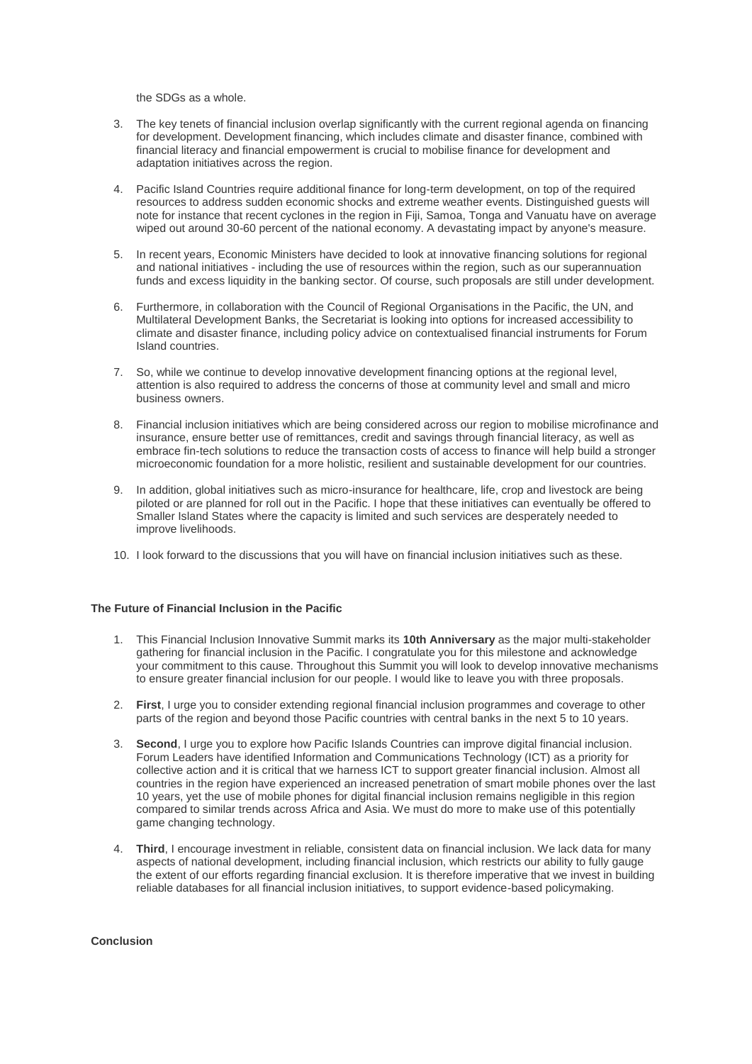the SDGs as a whole.

3. The key tenets of financial inclusion overlap significantly with the current regional agenda on financing for development. Development financing, which includes climate and disaster finance, combined with financial literacy and financial empowerment is crucial to mobilise finance for development and adaptation initiatives across the region.

4. Pacific Island Countries require additional finance for long-term development, on top of the required resources to address sudden economic shocks and extreme weather events. Distinguished guests will note for instance that recent cyclones in the region in Fiji, Samoa, Tonga and Vanuatu have on average wiped out around 30-60 percent of the national economy. A devastating impact by anyone's measure.

5. In recent years, Economic Ministers have decided to look at innovative financing solutions for regional and national initiatives - including the use of resources within the region, such as our superannuation funds and excess liquidity in the banking sector. Of course, such proposals are still under development.

6. Furthermore, in collaboration with the Council of Regional Organisations in the Pacific, the UN, and Multilateral Development Banks, the Secretariat is looking into options for increased accessibility to climate and disaster finance, including policy advice on contextualised financial instruments for Forum Island countries.

7. So, while we continue to develop innovative development financing options at the regional level, attention is also required to address the concerns of those at community level and small and micro business owners.

8. Financial inclusion initiatives which are being considered across our region to mobilise microfinance and insurance, ensure better use of remittances, credit and savings through financial literacy, as well as embrace fin-tech solutions to reduce the transaction costs of access to finance will help build a stronger microeconomic foundation for a more holistic, resilient and sustainable development for our countries.

9. In addition, global initiatives such as micro-insurance for healthcare, life, crop and livestock are being piloted or are planned for roll out in the Pacific. I hope that these initiatives can eventually be offered to Smaller Island States where the capacity is limited and such services are desperately needed to improve livelihoods.

10. I look forward to the discussions that you will have on financial inclusion initiatives such as these.

**The Future of Financial Inclusion in the Pacific**

1. This Financial Inclusion Innovative Summit marks its **10th Anniversary** as the major multi-stakeholder gathering for financial inclusion in the Pacific. I congratulate you for this milestone and acknowledge your commitment to this cause. Throughout this Summit you will look to develop innovative mechanisms to ensure greater financial inclusion for our people. I would like to leave you with three proposals.

2. **First**, I urge you to consider extending regional financial inclusion programmes and coverage to other parts of the region and beyond those Pacific countries with central banks in the next 5 to 10 years.

3. **Second**, I urge you to explore how Pacific Islands Countries can improve digital financial inclusion. Forum Leaders have identified Information and Communications Technology (ICT) as a priority for collective action and it is critical that we harness ICT to support greater financial inclusion. Almost all countries in the region have experienced an increased penetration of smart mobile phones over the last 10 years, yet the use of mobile phones for digital financial inclusion remains negligible in this region compared to similar trends across Africa and Asia. We must do more to make use of this potentially game changing technology.

4. **Third**, I encourage investment in reliable, consistent data on financial inclusion. We lack data for many aspects of national development, including financial inclusion, which restricts our ability to fully gauge the extent of our efforts regarding financial exclusion. It is therefore imperative that we invest in building reliable databases for all financial inclusion initiatives, to support evidence-based policymaking.

**Conclusion**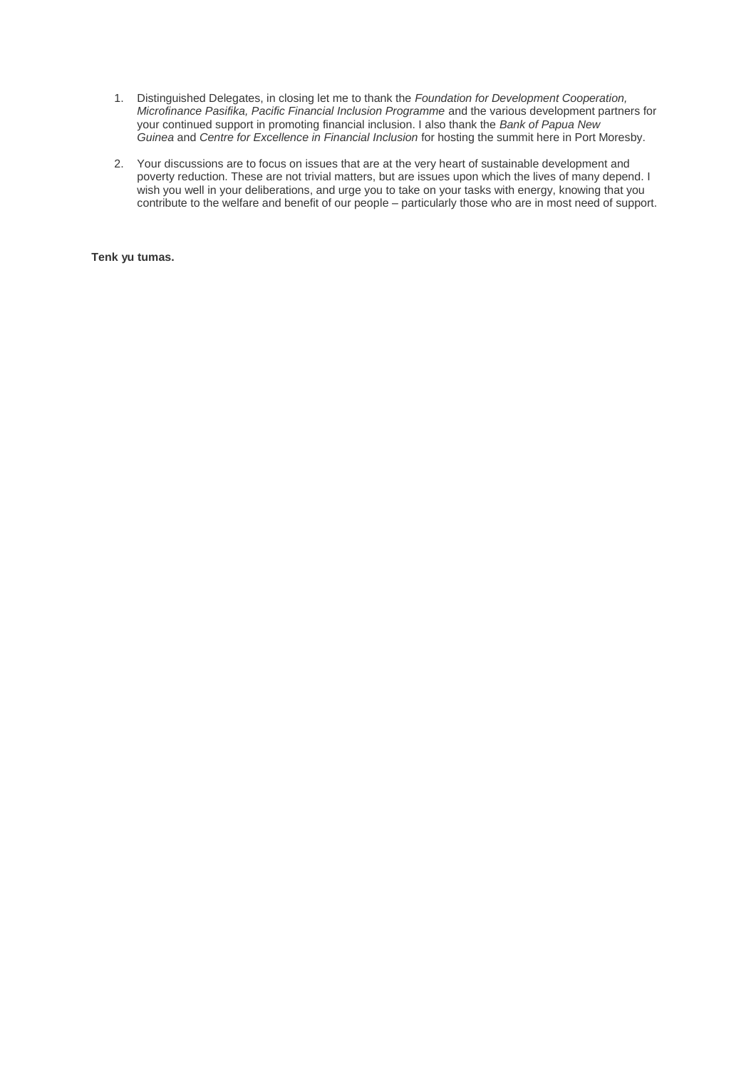1. Distinguished Delegates, in closing let me to thank the *Foundation for Development Cooperation, Microfinance Pasifika, Pacific Financial Inclusion Programme* and the various development partners for your continued support in promoting financial inclusion. I also thank the *Bank of Papua New Guinea* and *Centre for Excellence in Financial Inclusion* for hosting the summit here in Port Moresby.

2. Your discussions are to focus on issues that are at the very heart of sustainable development and poverty reduction. These are not trivial matters, but are issues upon which the lives of many depend. I wish you well in your deliberations, and urge you to take on your tasks with energy, knowing that you contribute to the welfare and benefit of our people – particularly those who are in most need of support.

**Tenk yu tumas.**